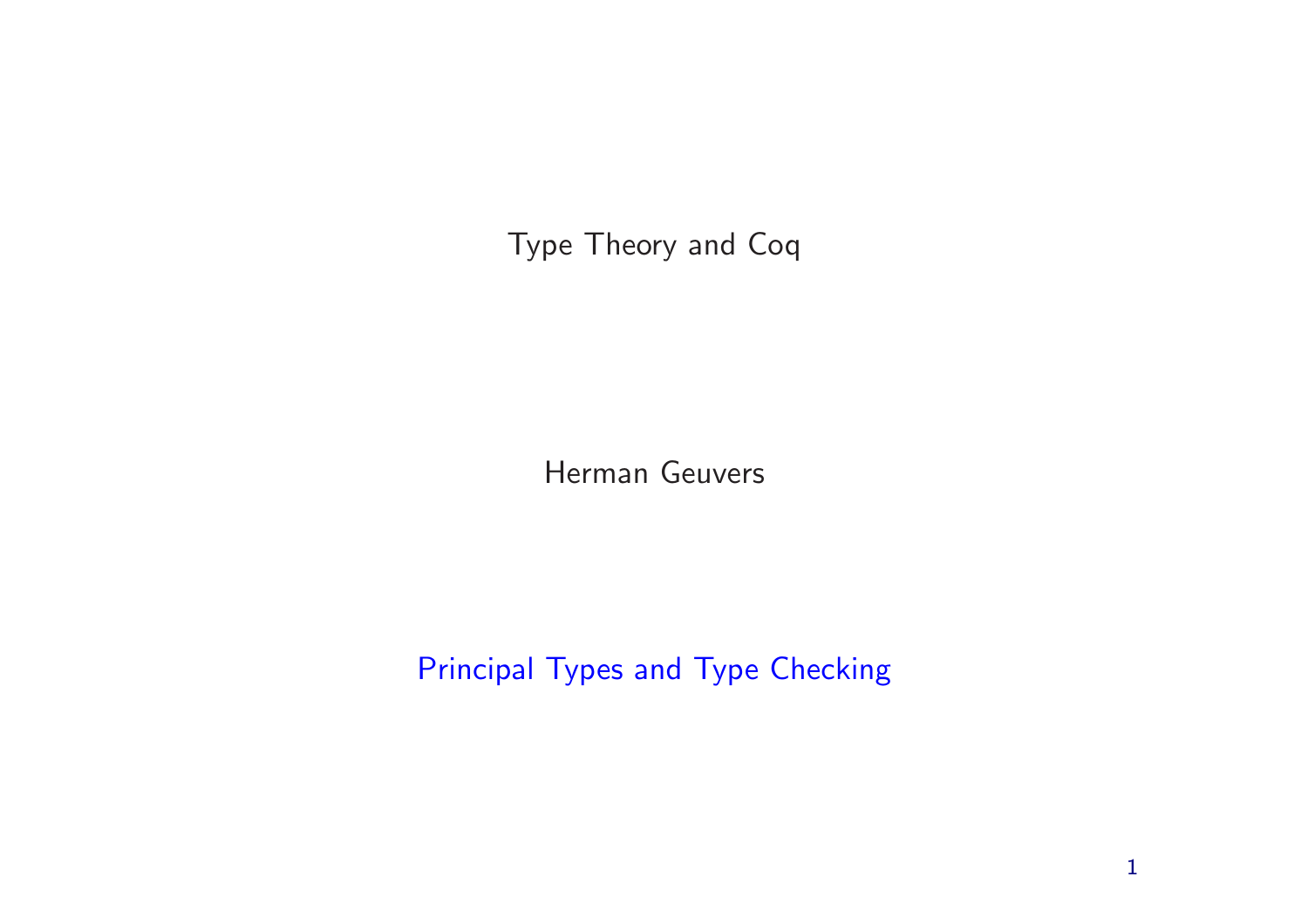# Type Theory and Coq

Herman Geuvers

## Principal Types and Type Checking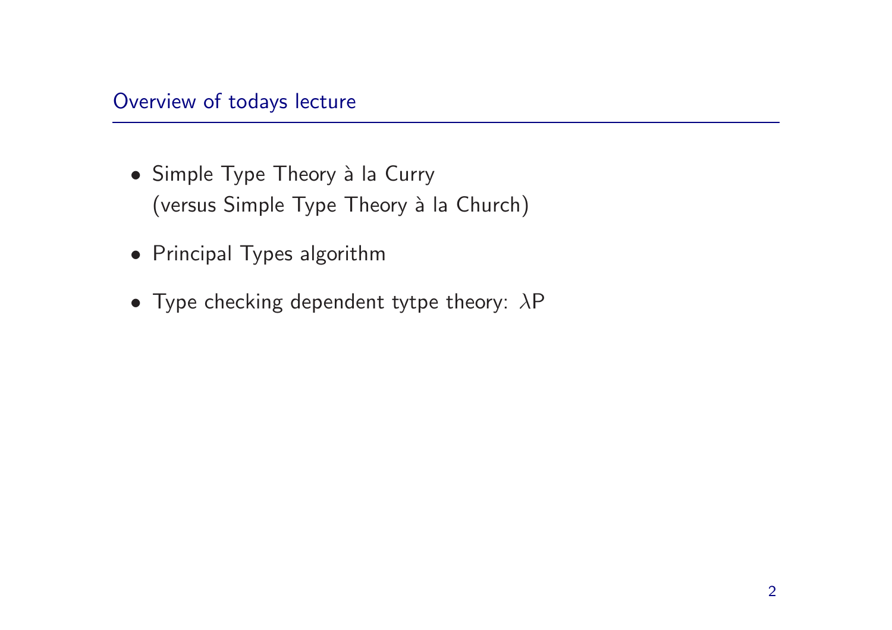## Overview of todays lecture

- Simple Type Theory à la Curry
  (versus Simple Type Theory à la Church)
- Principal Types algorithm
- Type checking dependent tytpe theory: $\lambda$P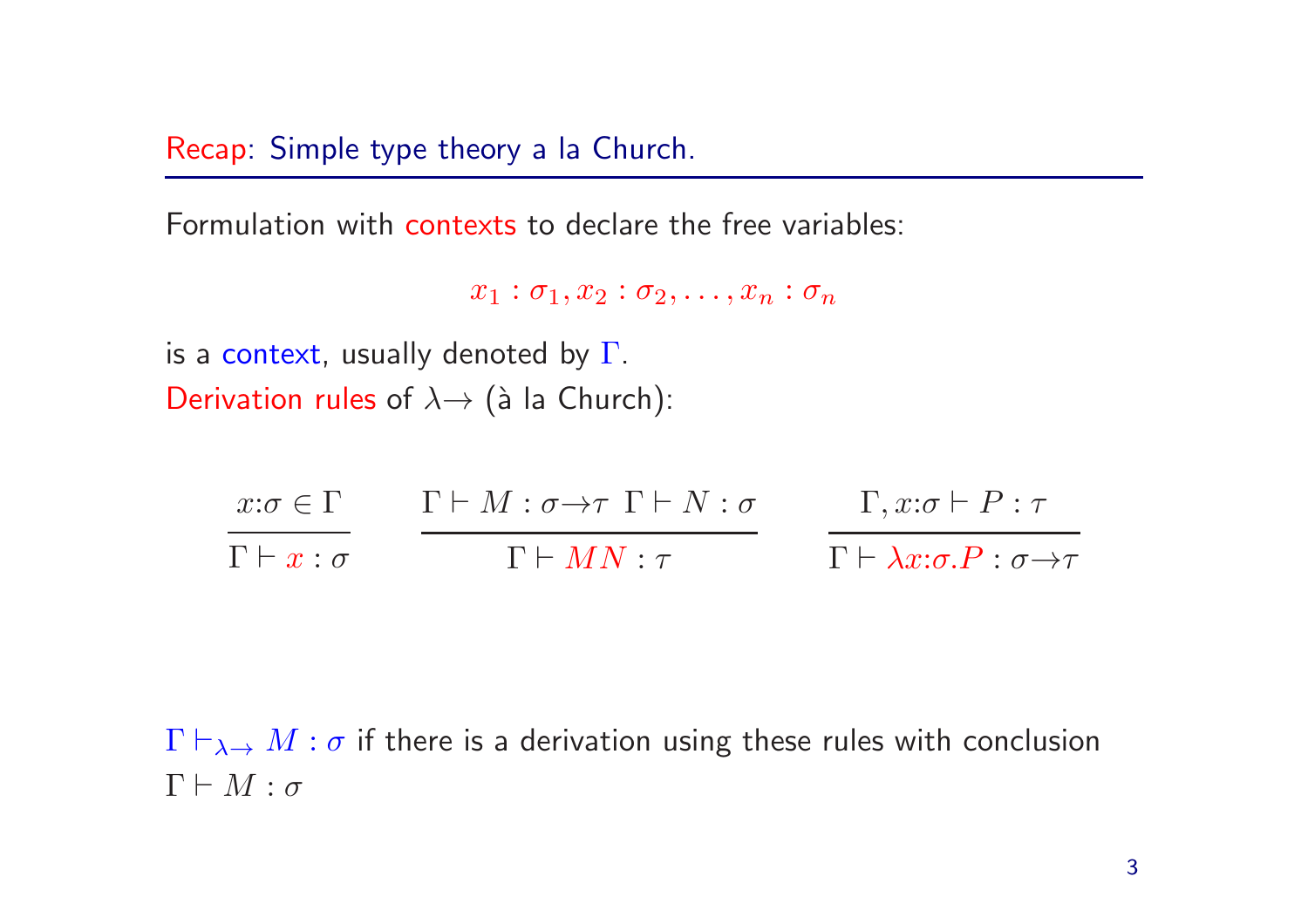## Recap: Simple type theory a la Church.

Formulation with contexts to declare the free variables:

$$x_1 : \sigma_1, x_2 : \sigma_2, \ldots, x_n : \sigma_n$$

is a context, usually denoted by $\Gamma$.

Derivation rules of $\lambda{\to}$ (à la Church):

$$\frac{x{:}\sigma \in \Gamma}{\Gamma \vdash x : \sigma} \qquad \frac{\Gamma \vdash M : \sigma{\to}\tau \quad \Gamma \vdash N : \sigma}{\Gamma \vdash MN : \tau} \qquad \frac{\Gamma, x{:}\sigma \vdash P : \tau}{\Gamma \vdash \lambda x{:}\sigma.P : \sigma{\to}\tau}$$

$\Gamma \vdash_{\lambda\to} M : \sigma$ if there is a derivation using these rules with conclusion $\Gamma \vdash M : \sigma$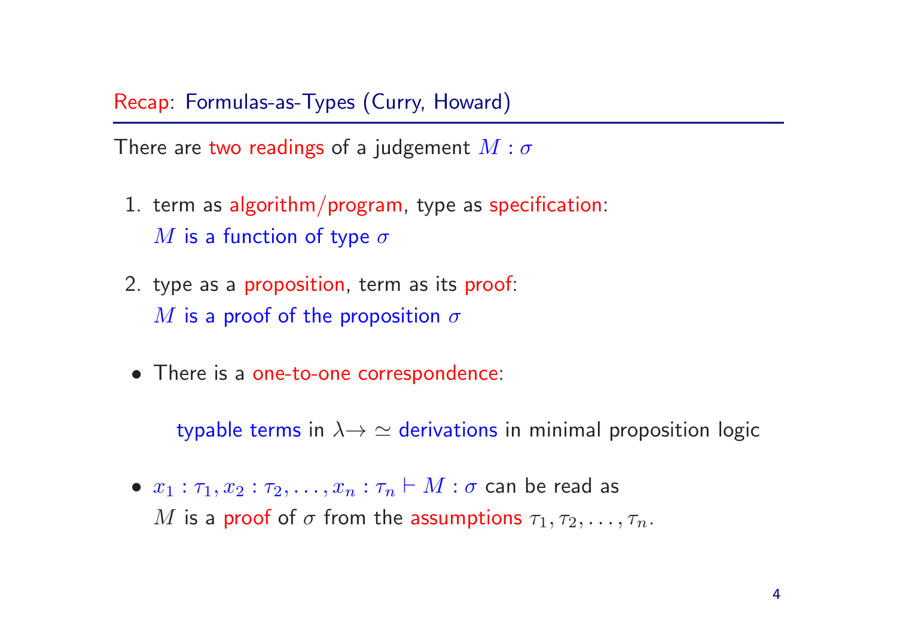## Recap: Formulas-as-Types (Curry, Howard)

There are two readings of a judgement $M : \sigma$

1. term as algorithm/program, type as specification:
   $M$ is a function of type $\sigma$

2. type as a proposition, term as its proof:
   $M$ is a proof of the proposition $\sigma$

- There is a one-to-one correspondence:

  typable terms in $\lambda\!\!\rightarrow$ $\simeq$ derivations in minimal proposition logic

- $x_1 : \tau_1, x_2 : \tau_2, \ldots, x_n : \tau_n \vdash M : \sigma$ can be read as
  $M$ is a proof of $\sigma$ from the assumptions $\tau_1, \tau_2, \ldots, \tau_n$.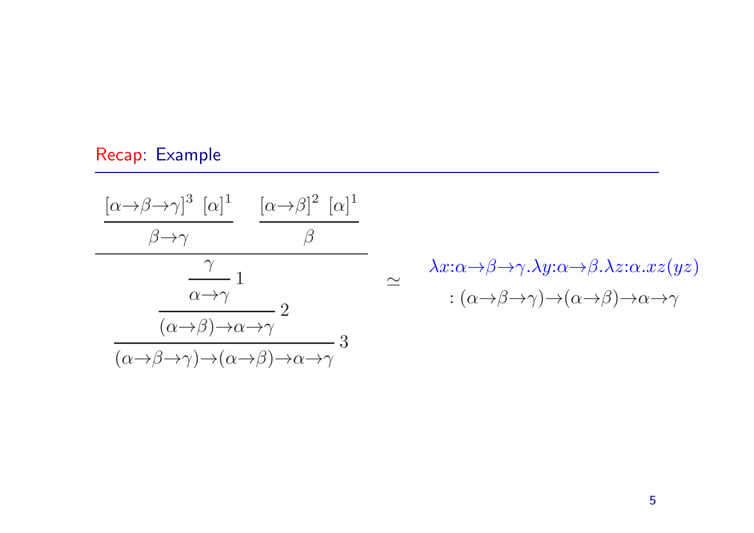## Recap: Example

$$
\dfrac{\dfrac{\dfrac{[\alpha\to\beta\to\gamma]^3 \quad [\alpha]^1}{\beta\to\gamma} \qquad \dfrac{[\alpha\to\beta]^2 \quad [\alpha]^1}{\beta}}{\dfrac{\dfrac{\gamma}{\alpha\to\gamma}\,1}{(\alpha\to\beta)\to\alpha\to\gamma}\,2}}{(\alpha\to\beta\to\gamma)\to(\alpha\to\beta)\to\alpha\to\gamma}\,3
\quad \simeq \quad
\begin{array}{c}
\lambda x{:}\alpha\to\beta\to\gamma.\lambda y{:}\alpha\to\beta.\lambda z{:}\alpha.xz(yz) \\
: (\alpha\to\beta\to\gamma)\to(\alpha\to\beta)\to\alpha\to\gamma
\end{array}
$$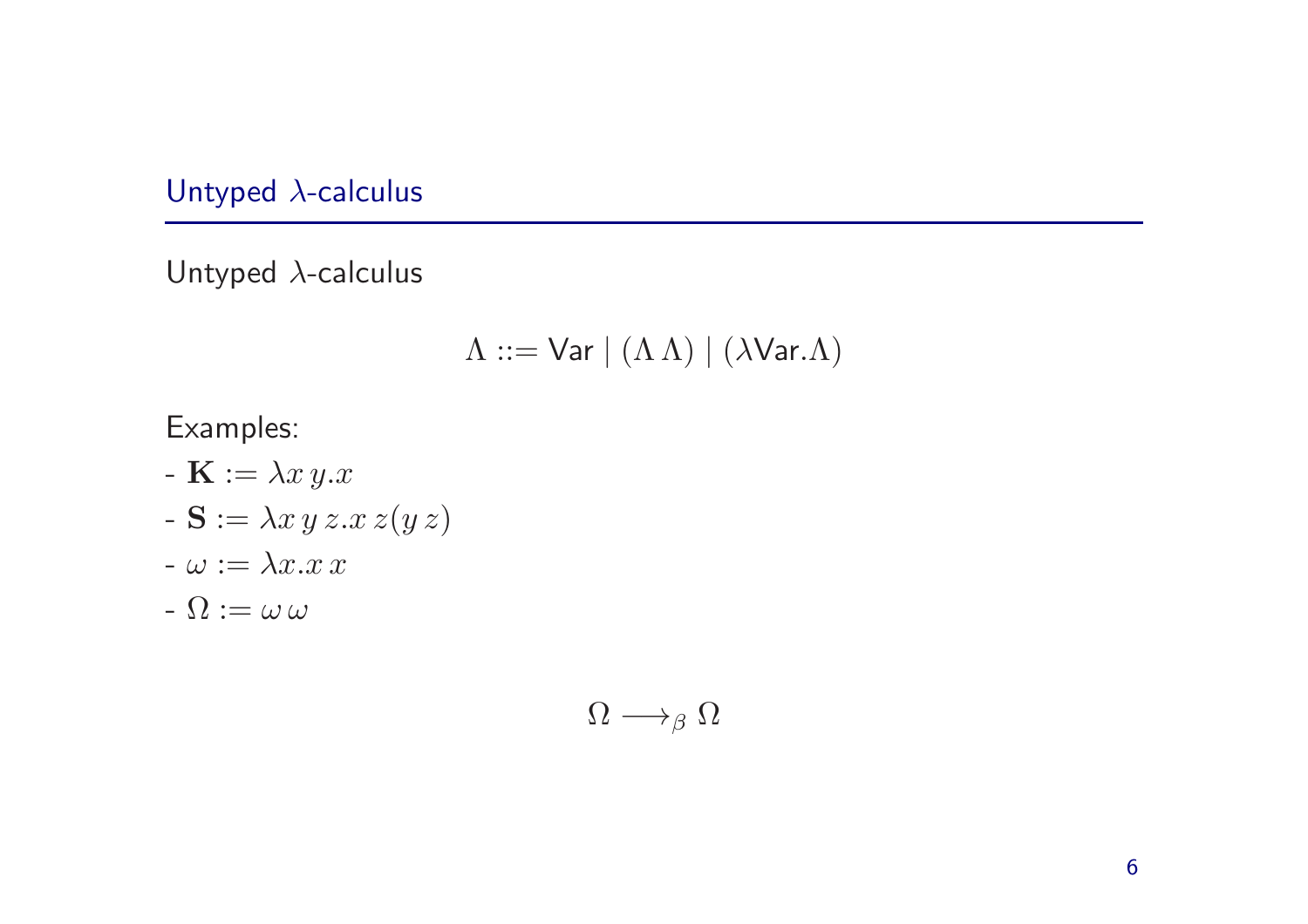## Untyped $\lambda$-calculus

Untyped $\lambda$-calculus

$$\Lambda ::= \mathsf{Var} \mid (\Lambda\,\Lambda) \mid (\lambda \mathsf{Var}.\Lambda)$$

Examples:

- $\mathbf{K} := \lambda x\, y.x$
- $\mathbf{S} := \lambda x\, y\, z.x\, z(y\, z)$
- $\omega := \lambda x.x\, x$
- $\Omega := \omega\, \omega$

$$\Omega \longrightarrow_\beta \Omega$$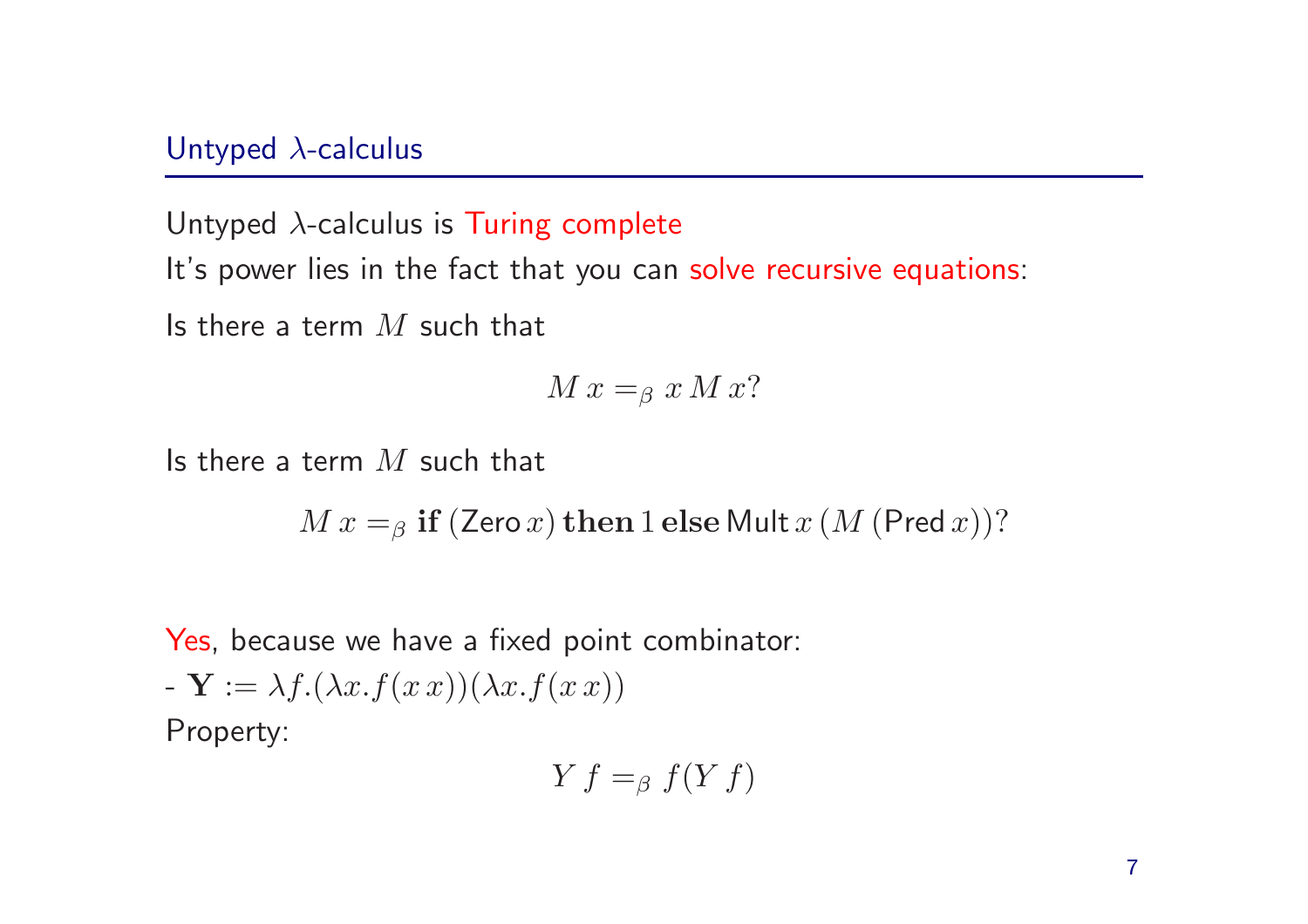## Untyped $\lambda$-calculus

Untyped $\lambda$-calculus is Turing complete

It's power lies in the fact that you can solve recursive equations:

Is there a term $M$ such that

$$M\,x =_\beta x\,M\,x?$$

Is there a term $M$ such that

$$M\,x =_\beta \textbf{if}\,(\mathsf{Zero}\,x)\,\textbf{then}\,1\,\textbf{else}\,\mathsf{Mult}\,x\,(M\,(\mathsf{Pred}\,x))?$$

Yes, because we have a fixed point combinator:

- $\mathbf{Y} := \lambda f.(\lambda x.f(x\,x))(\lambda x.f(x\,x))$

Property:

$$Y\,f =_\beta f(Y\,f)$$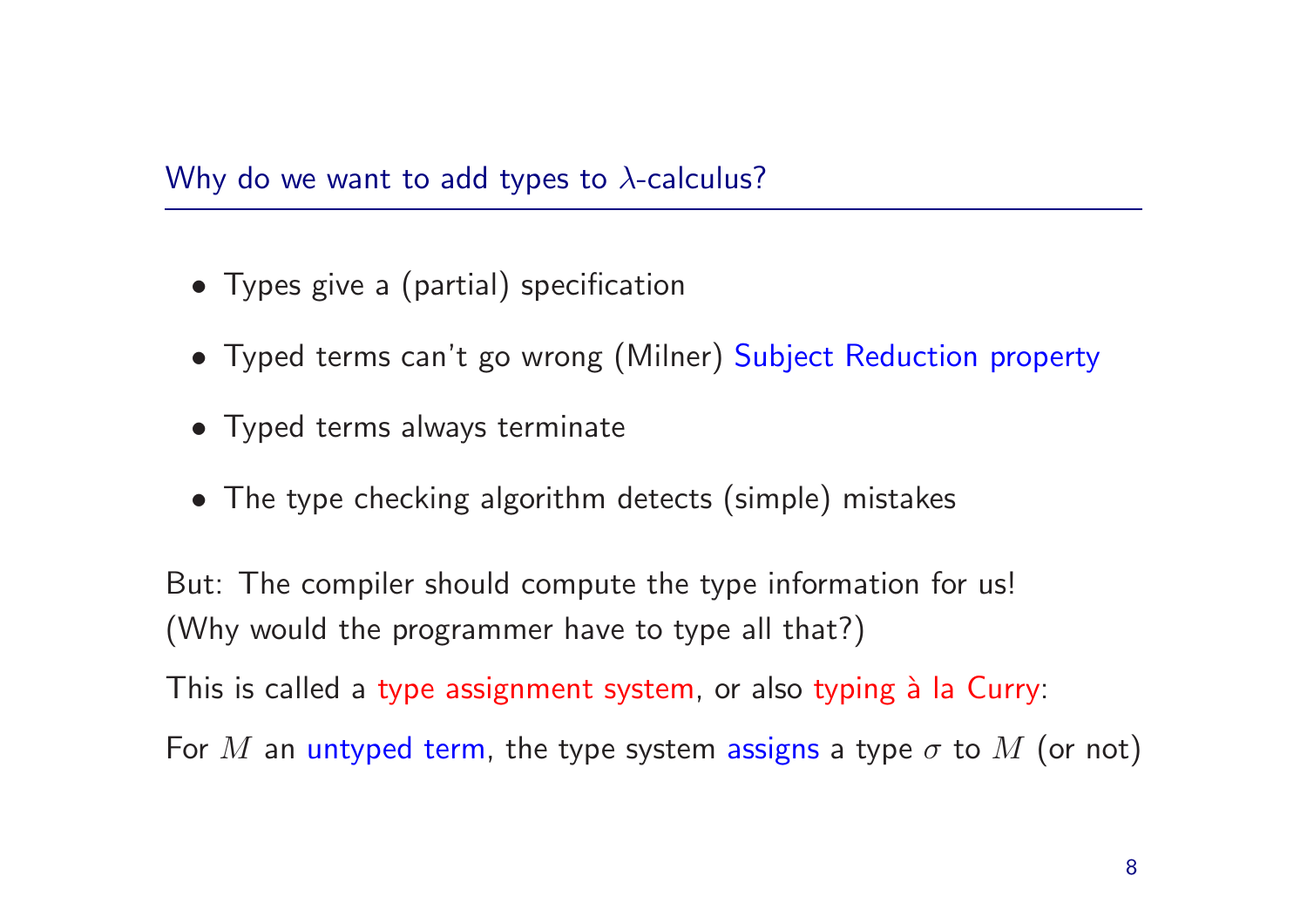## Why do we want to add types to $\lambda$-calculus?

- Types give a (partial) specification
- Typed terms can't go wrong (Milner) Subject Reduction property
- Typed terms always terminate
- The type checking algorithm detects (simple) mistakes

But: The compiler should compute the type information for us!
(Why would the programmer have to type all that?)

This is called a type assignment system, or also typing à la Curry:

For $M$ an untyped term, the type system assigns a type $\sigma$ to $M$ (or not)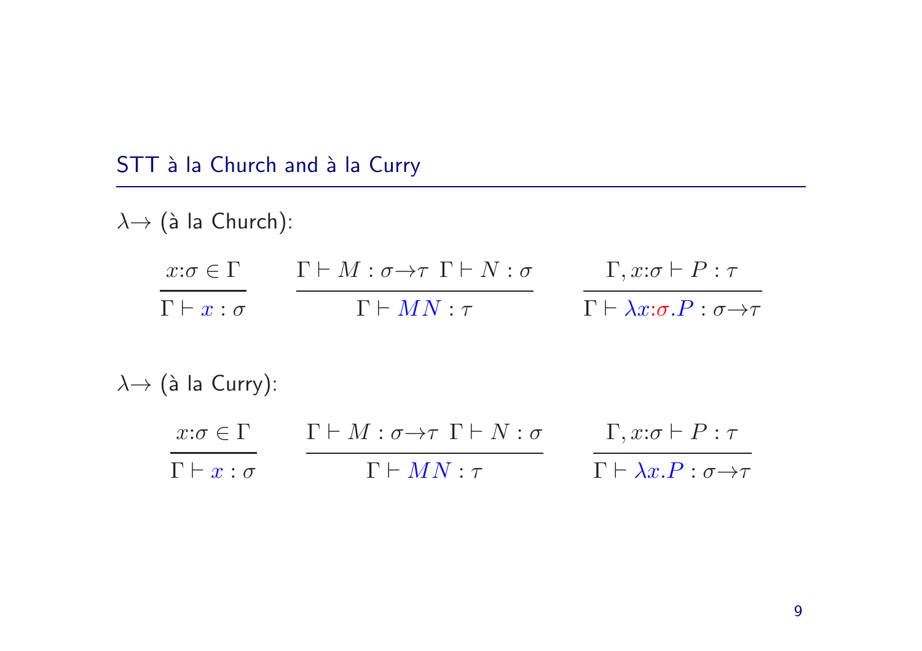## STT à la Church and à la Curry

$\lambda\!\to$ (à la Church):

$$\frac{x{:}\sigma \in \Gamma}{\Gamma \vdash x : \sigma} \qquad \frac{\Gamma \vdash M : \sigma\to\tau \;\; \Gamma \vdash N : \sigma}{\Gamma \vdash MN : \tau} \qquad \frac{\Gamma, x{:}\sigma \vdash P : \tau}{\Gamma \vdash \lambda x{:}\sigma.P : \sigma\to\tau}$$

$\lambda\!\to$ (à la Curry):

$$\frac{x{:}\sigma \in \Gamma}{\Gamma \vdash x : \sigma} \qquad \frac{\Gamma \vdash M : \sigma\to\tau \;\; \Gamma \vdash N : \sigma}{\Gamma \vdash MN : \tau} \qquad \frac{\Gamma, x{:}\sigma \vdash P : \tau}{\Gamma \vdash \lambda x.P : \sigma\to\tau}$$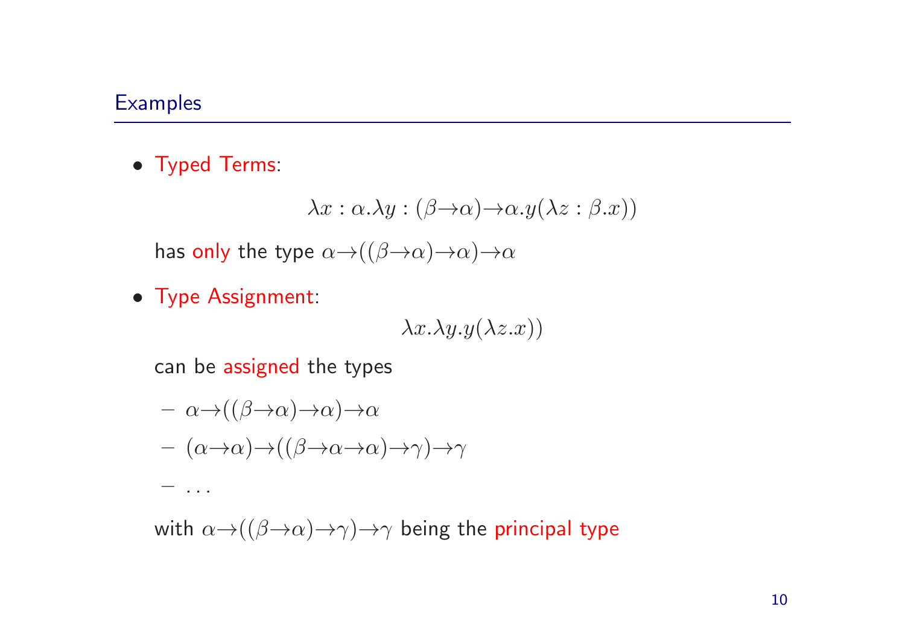## Examples

- Typed Terms:

$$\lambda x : \alpha . \lambda y : (\beta \to \alpha) \to \alpha . y (\lambda z : \beta . x))$$

  has only the type $\alpha \to ((\beta \to \alpha) \to \alpha) \to \alpha$

- Type Assignment:

$$\lambda x . \lambda y . y (\lambda z . x))$$

  can be assigned the types

  - $\alpha \to ((\beta \to \alpha) \to \alpha) \to \alpha$
  - $(\alpha \to \alpha) \to ((\beta \to \alpha \to \alpha) \to \gamma) \to \gamma$
  - ...

  with $\alpha \to ((\beta \to \alpha) \to \gamma) \to \gamma$ being the principal type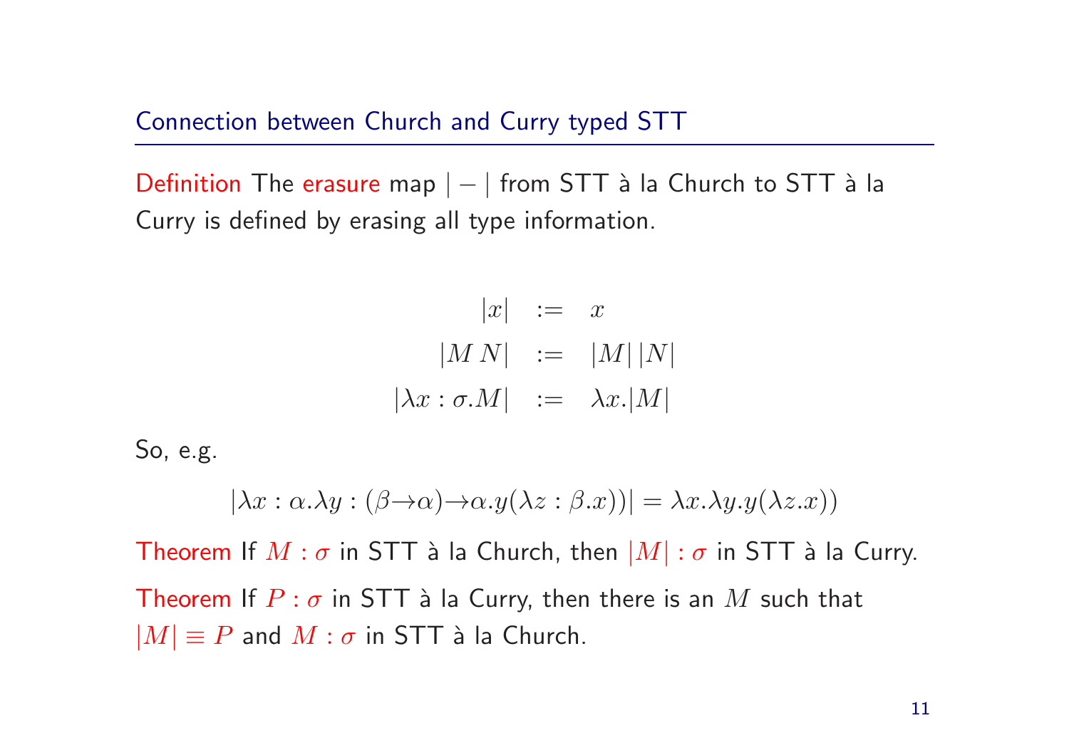## Connection between Church and Curry typed STT

Definition The erasure map $|-|$ from STT à la Church to STT à la Curry is defined by erasing all type information.

$$
\begin{array}{rcl}
|x| & := & x \\
|M\,N| & := & |M|\,|N| \\
|\lambda x:\sigma.M| & := & \lambda x.|M|
\end{array}
$$

So, e.g.

$$|\lambda x:\alpha.\lambda y:(\beta{\to}\alpha){\to}\alpha.y(\lambda z:\beta.x))| = \lambda x.\lambda y.y(\lambda z.x))$$

Theorem If $M:\sigma$ in STT à la Church, then $|M|:\sigma$ in STT à la Curry.

Theorem If $P:\sigma$ in STT à la Curry, then there is an $M$ such that $|M| \equiv P$ and $M:\sigma$ in STT à la Church.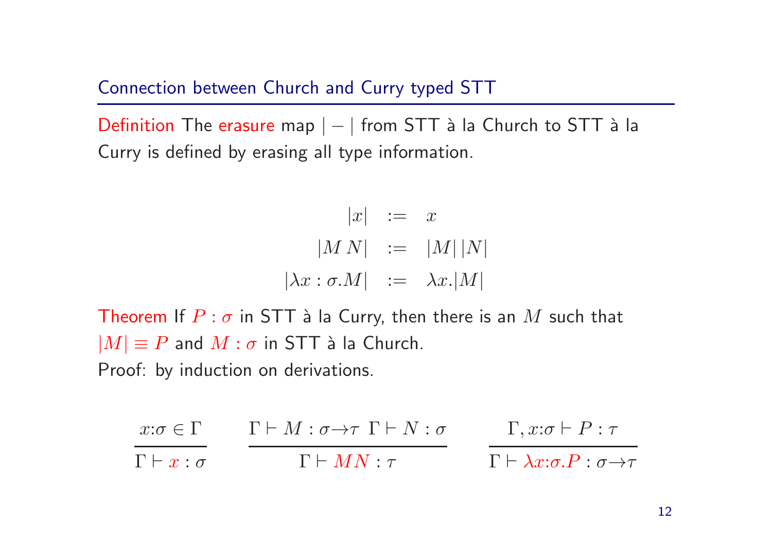## Connection between Church and Curry typed STT

**Definition** The erasure map $|-|$ from STT à la Church to STT à la Curry is defined by erasing all type information.

$$
\begin{aligned}
|x| &:= x \\
|M\,N| &:= |M|\,|N| \\
|\lambda x:\sigma.M| &:= \lambda x.|M|
\end{aligned}
$$

**Theorem** If $P:\sigma$ in STT à la Curry, then there is an $M$ such that $|M| \equiv P$ and $M:\sigma$ in STT à la Church.

Proof: by induction on derivations.

$$
\frac{x{:}\sigma \in \Gamma}{\Gamma \vdash x : \sigma}
\qquad
\frac{\Gamma \vdash M : \sigma {\to} \tau \quad \Gamma \vdash N : \sigma}{\Gamma \vdash MN : \tau}
\qquad
\frac{\Gamma, x{:}\sigma \vdash P : \tau}{\Gamma \vdash \lambda x{:}\sigma.P : \sigma {\to} \tau}
$$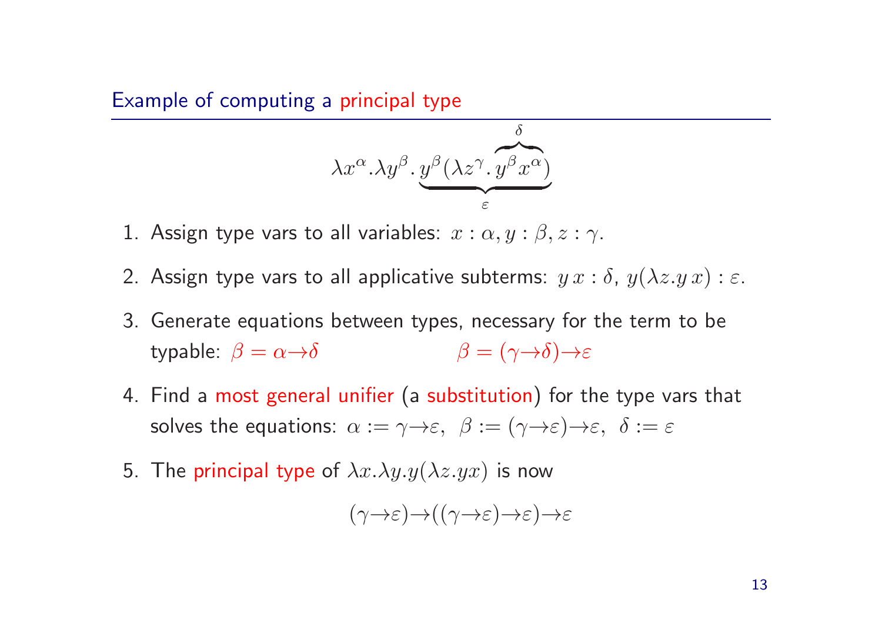## Example of computing a principal type

$$\lambda x^\alpha.\lambda y^\beta.\underbrace{y^\beta(\lambda z^\gamma.\overbrace{y^\beta x^\alpha}^{\delta})}_{\varepsilon}$$

1. Assign type vars to all variables: $x : \alpha, y : \beta, z : \gamma$.
2. Assign type vars to all applicative subterms: $y\,x : \delta$, $y(\lambda z.y\,x) : \varepsilon$.
3. Generate equations between types, necessary for the term to be typable: $\beta = \alpha{\to}\delta$ $\qquad\qquad$ $\beta = (\gamma{\to}\delta){\to}\varepsilon$
4. Find a most general unifier (a substitution) for the type vars that solves the equations: $\alpha := \gamma{\to}\varepsilon,\ \beta := (\gamma{\to}\varepsilon){\to}\varepsilon,\ \delta := \varepsilon$
5. The principal type of $\lambda x.\lambda y.y(\lambda z.yx)$ is now

$$(\gamma{\to}\varepsilon){\to}((\gamma{\to}\varepsilon){\to}\varepsilon){\to}\varepsilon$$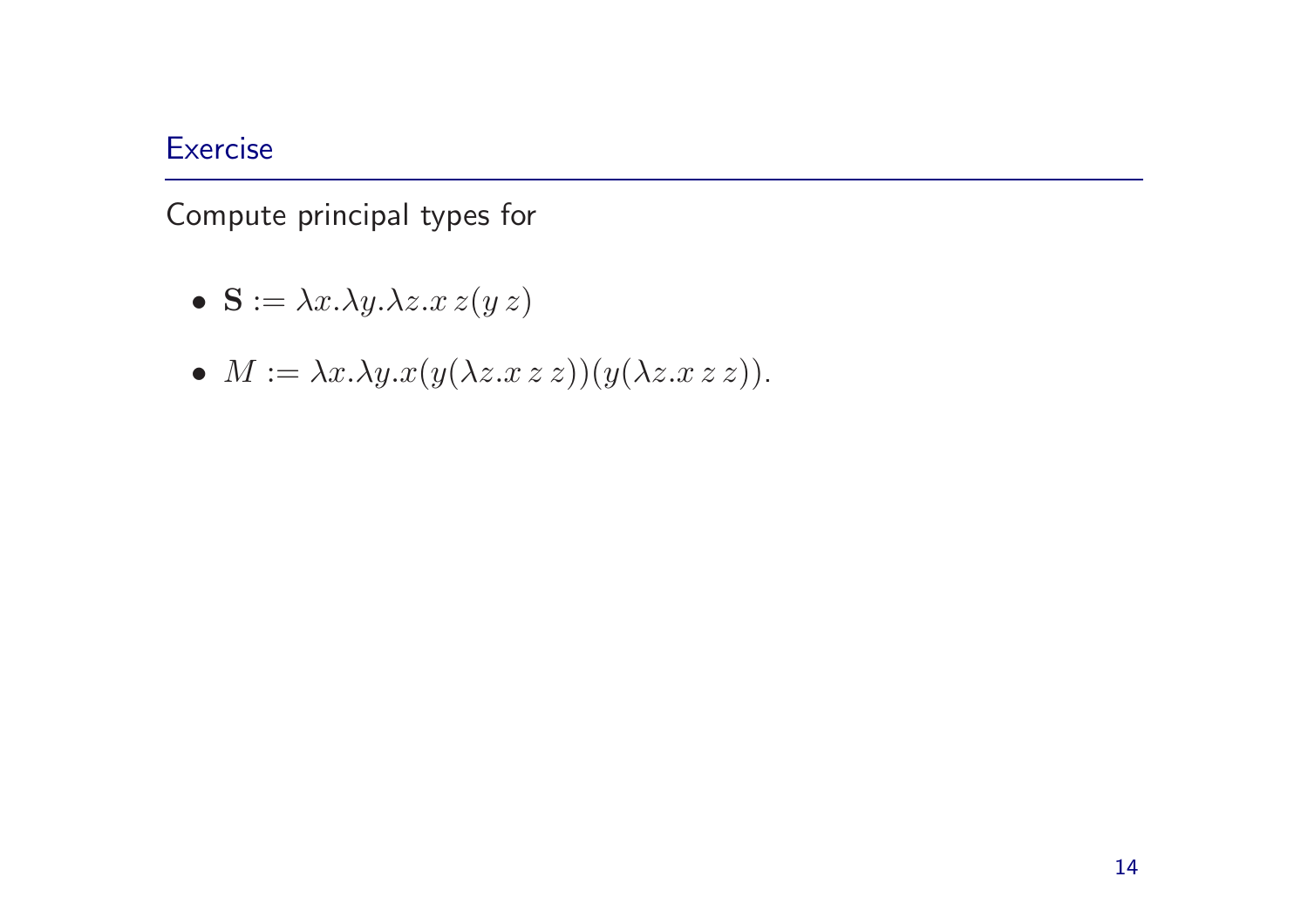## Exercise

Compute principal types for

- $\mathbf{S} := \lambda x.\lambda y.\lambda z.x\, z(y\, z)$
- $M := \lambda x.\lambda y.x(y(\lambda z.x\, z\, z))(y(\lambda z.x\, z\, z))$.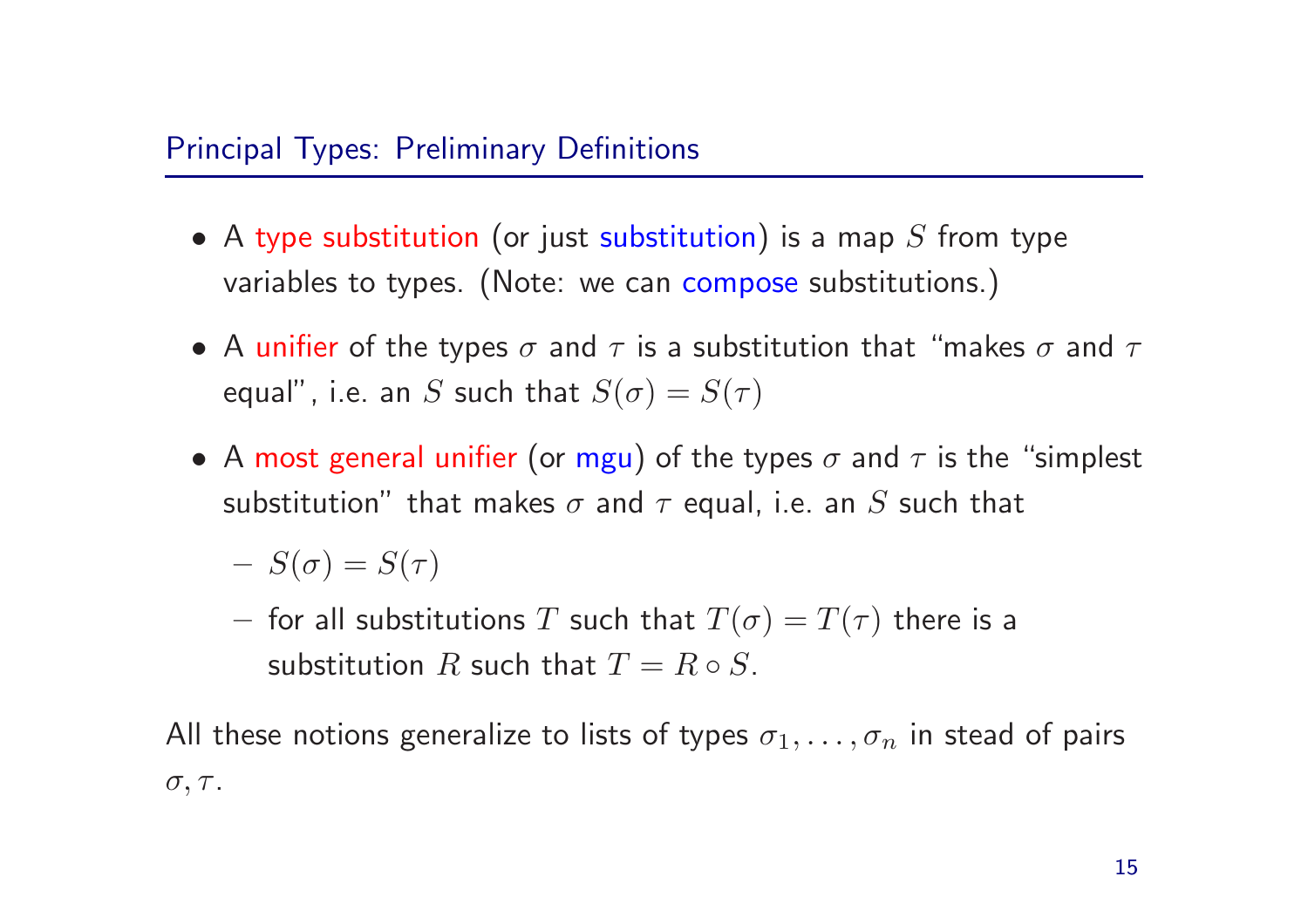## Principal Types: Preliminary Definitions

- A type substitution (or just substitution) is a map $S$ from type variables to types. (Note: we can compose substitutions.)
- A unifier of the types $\sigma$ and $\tau$ is a substitution that "makes $\sigma$ and $\tau$ equal", i.e. an $S$ such that $S(\sigma) = S(\tau)$
- A most general unifier (or mgu) of the types $\sigma$ and $\tau$ is the "simplest substitution" that makes $\sigma$ and $\tau$ equal, i.e. an $S$ such that
  - $S(\sigma) = S(\tau)$
  - for all substitutions $T$ such that $T(\sigma) = T(\tau)$ there is a substitution $R$ such that $T = R \circ S$.

All these notions generalize to lists of types $\sigma_1, \ldots, \sigma_n$ in stead of pairs $\sigma, \tau$.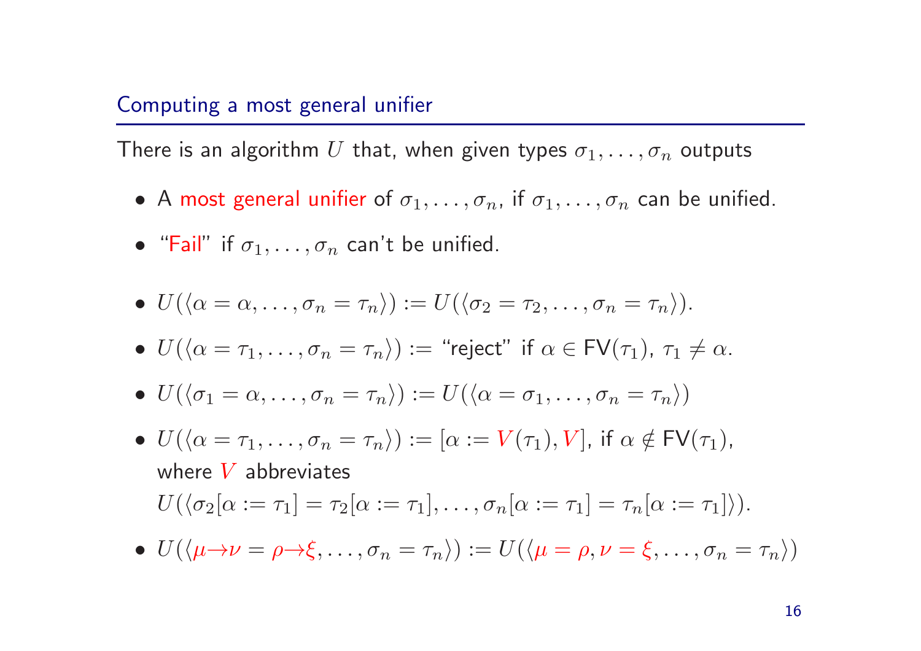## Computing a most general unifier

There is an algorithm $U$ that, when given types $\sigma_1, \ldots, \sigma_n$ outputs

- A most general unifier of $\sigma_1, \ldots, \sigma_n$, if $\sigma_1, \ldots, \sigma_n$ can be unified.
- "Fail" if $\sigma_1, \ldots, \sigma_n$ can't be unified.

- $U(\langle \alpha = \alpha, \ldots, \sigma_n = \tau_n \rangle) := U(\langle \sigma_2 = \tau_2, \ldots, \sigma_n = \tau_n \rangle)$.
- $U(\langle \alpha = \tau_1, \ldots, \sigma_n = \tau_n \rangle) :=$ "reject" if $\alpha \in \mathsf{FV}(\tau_1)$, $\tau_1 \neq \alpha$.
- $U(\langle \sigma_1 = \alpha, \ldots, \sigma_n = \tau_n \rangle) := U(\langle \alpha = \sigma_1, \ldots, \sigma_n = \tau_n \rangle)$
- $U(\langle \alpha = \tau_1, \ldots, \sigma_n = \tau_n \rangle) := [\alpha := V(\tau_1), V]$, if $\alpha \notin \mathsf{FV}(\tau_1)$, where $V$ abbreviates $U(\langle \sigma_2[\alpha := \tau_1] = \tau_2[\alpha := \tau_1], \ldots, \sigma_n[\alpha := \tau_1] = \tau_n[\alpha := \tau_1] \rangle)$.
- $U(\langle \mu \rightarrow \nu = \rho \rightarrow \xi, \ldots, \sigma_n = \tau_n \rangle) := U(\langle \mu = \rho, \nu = \xi, \ldots, \sigma_n = \tau_n \rangle)$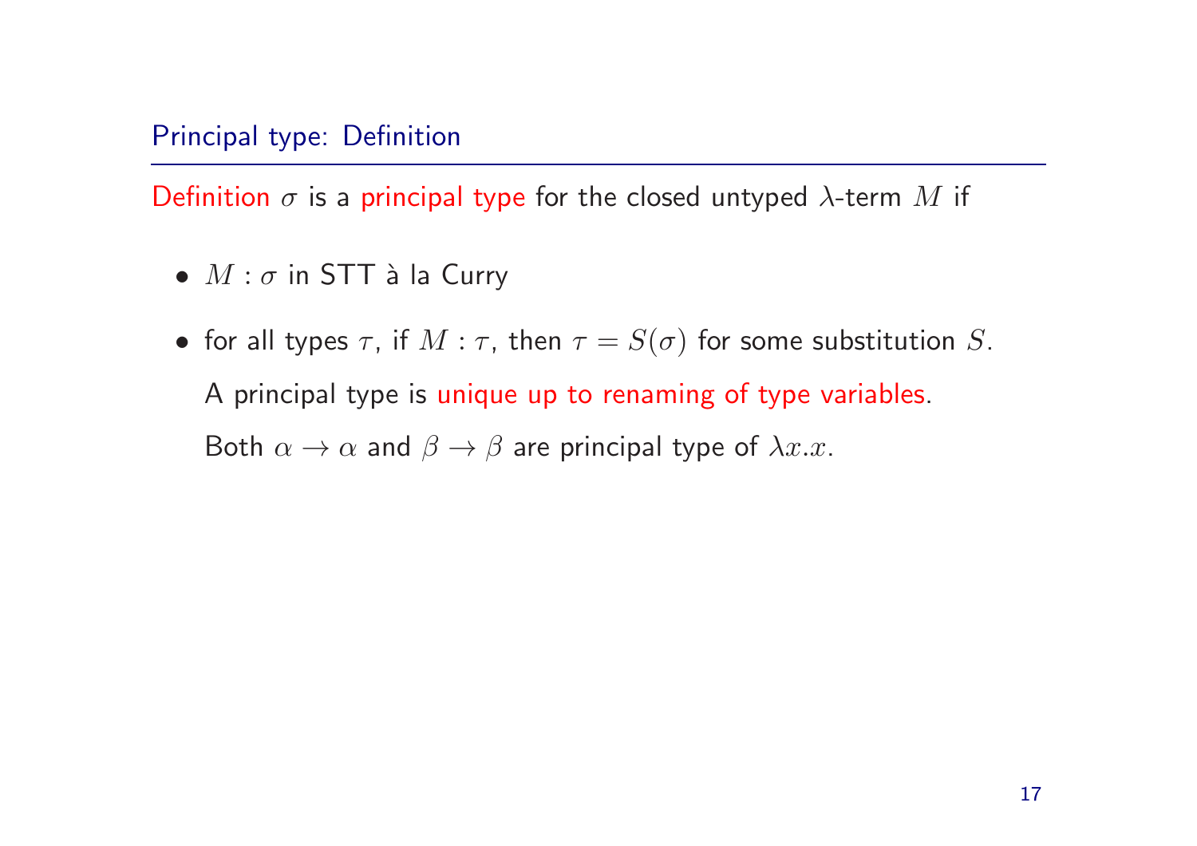## Principal type: Definition

Definition $\sigma$ is a principal type for the closed untyped $\lambda$-term $M$ if

- $M : \sigma$ in STT à la Curry
- for all types $\tau$, if $M : \tau$, then $\tau = S(\sigma)$ for some substitution $S$.

  A principal type is unique up to renaming of type variables.

  Both $\alpha \to \alpha$ and $\beta \to \beta$ are principal type of $\lambda x.x$.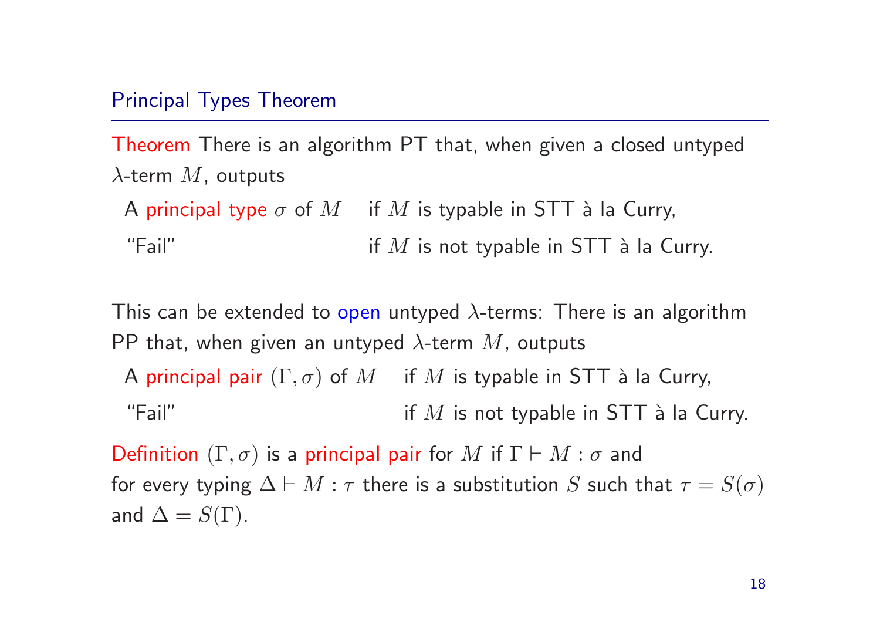## Principal Types Theorem

**Theorem** There is an algorithm PT that, when given a closed untyped $\lambda$-term $M$, outputs

| | |
|---|---|
| A principal type $\sigma$ of $M$ | if $M$ is typable in STT à la Curry, |
| "Fail" | if $M$ is not typable in STT à la Curry. |

This can be extended to open untyped $\lambda$-terms: There is an algorithm PP that, when given an untyped $\lambda$-term $M$, outputs

| | |
|---|---|
| A principal pair $(\Gamma, \sigma)$ of $M$ | if $M$ is typable in STT à la Curry, |
| "Fail" | if $M$ is not typable in STT à la Curry. |

**Definition** $(\Gamma, \sigma)$ is a principal pair for $M$ if $\Gamma \vdash M : \sigma$ and for every typing $\Delta \vdash M : \tau$ there is a substitution $S$ such that $\tau = S(\sigma)$ and $\Delta = S(\Gamma)$.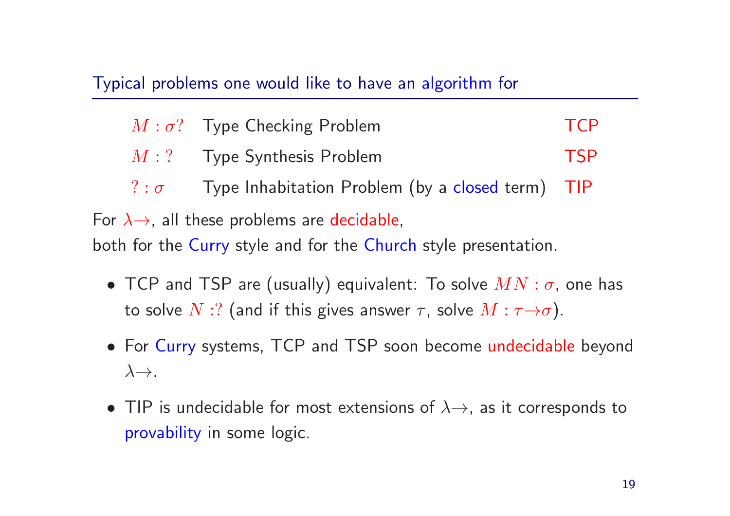## Typical problems one would like to have an algorithm for

| | | |
|---|---|---|
| $M : \sigma?$ | Type Checking Problem | TCP |
| $M : ?$ | Type Synthesis Problem | TSP |
| $? : \sigma$ | Type Inhabitation Problem (by a closed term) | TIP |

For $\lambda\!\!\rightarrow$, all these problems are decidable,
both for the Curry style and for the Church style presentation.

- TCP and TSP are (usually) equivalent: To solve $MN : \sigma$, one has to solve $N :?$ (and if this gives answer $\tau$, solve $M : \tau \rightarrow \sigma$).
- For Curry systems, TCP and TSP soon become undecidable beyond $\lambda\!\!\rightarrow$.
- TIP is undecidable for most extensions of $\lambda\!\!\rightarrow$, as it corresponds to provability in some logic.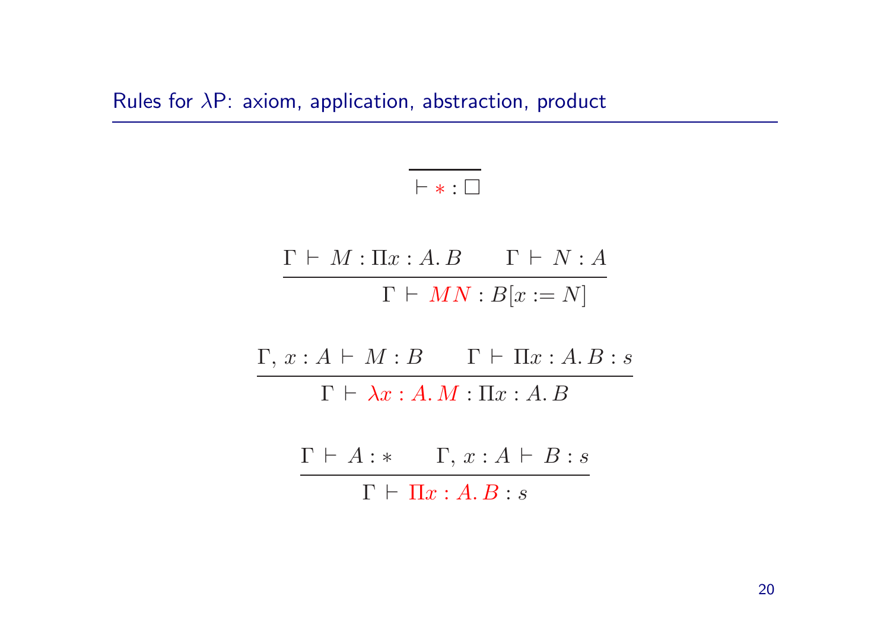## Rules for λP: axiom, application, abstraction, product

$$\frac{}{\vdash * : \square}$$

$$\frac{\Gamma \vdash M : \Pi x : A.\, B \qquad \Gamma \vdash N : A}{\Gamma \vdash MN : B[x := N]}$$

$$\frac{\Gamma,\, x : A \vdash M : B \qquad \Gamma \vdash \Pi x : A.\, B : s}{\Gamma \vdash \lambda x : A.\, M : \Pi x : A.\, B}$$

$$\frac{\Gamma \vdash A : * \qquad \Gamma,\, x : A \vdash B : s}{\Gamma \vdash \Pi x : A.\, B : s}$$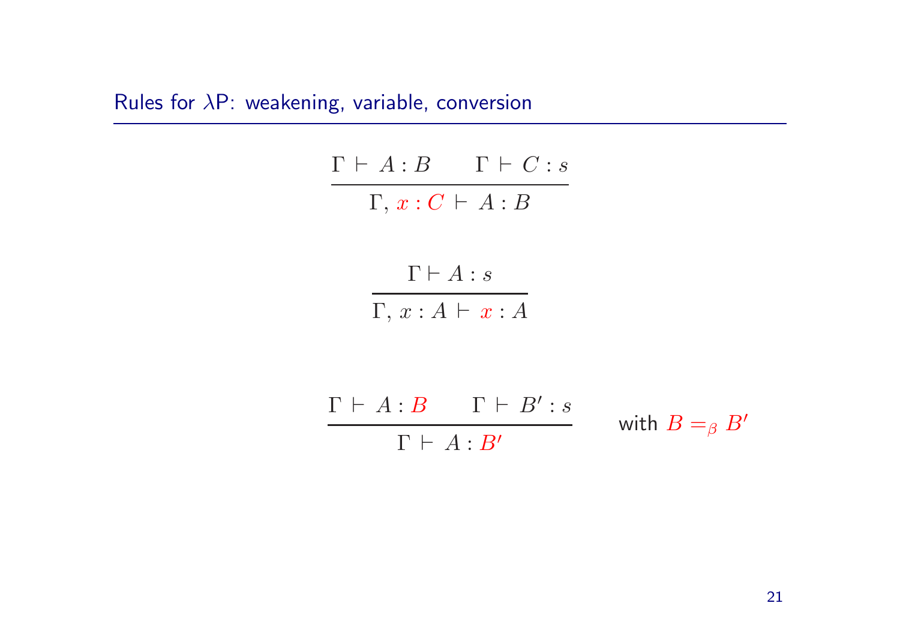## Rules for $\lambda$P: weakening, variable, conversion

$$\frac{\Gamma \vdash A : B \qquad \Gamma \vdash C : s}{\Gamma,\, x : C \vdash A : B}$$

$$\frac{\Gamma \vdash A : s}{\Gamma,\, x : A \vdash x : A}$$

$$\frac{\Gamma \vdash A : B \qquad \Gamma \vdash B' : s}{\Gamma \vdash A : B'} \qquad \text{with } B =_\beta B'$$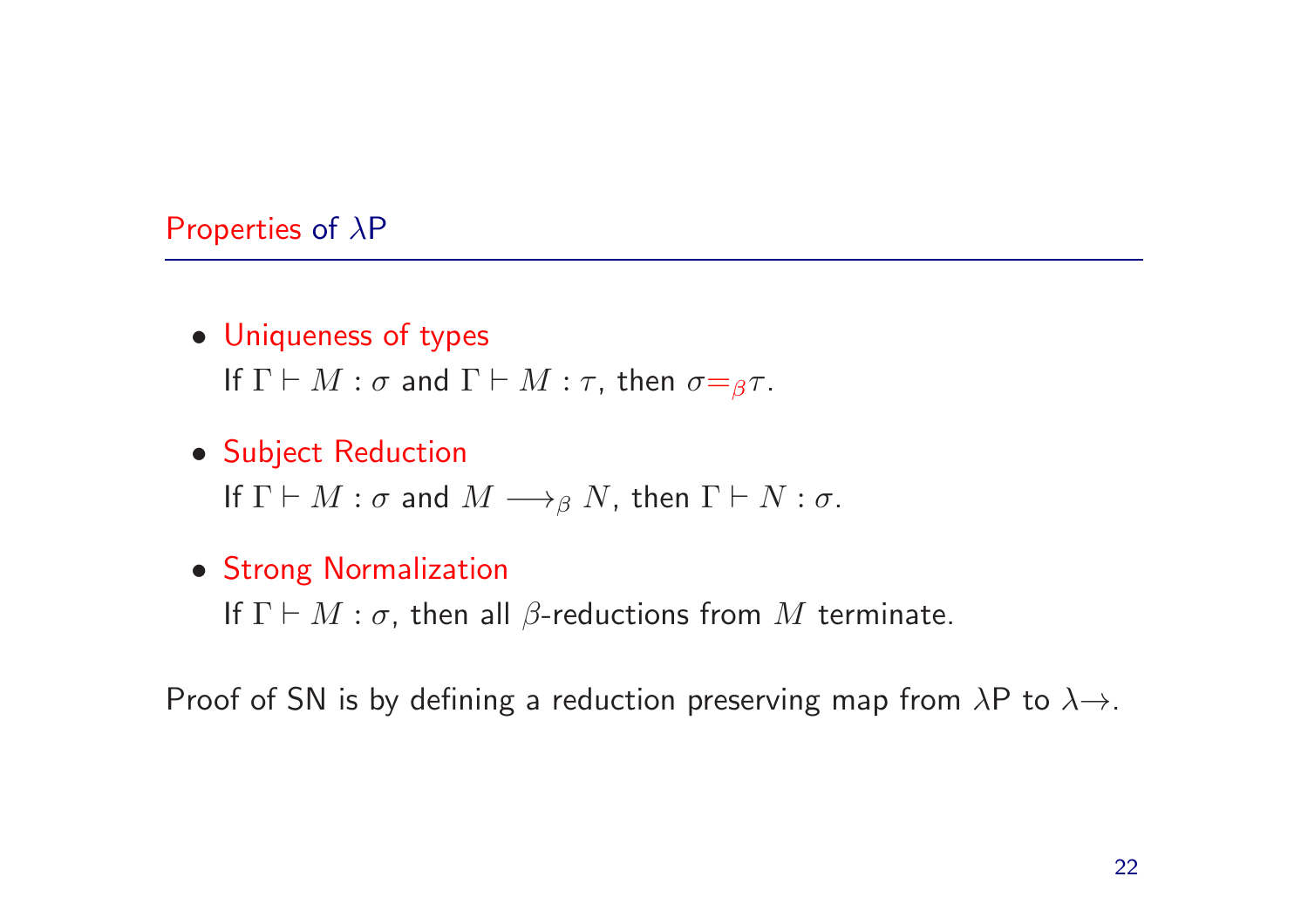## Properties of $\lambda$P

- **Uniqueness of types**
  If $\Gamma \vdash M : \sigma$ and $\Gamma \vdash M : \tau$, then $\sigma =_\beta \tau$.
- **Subject Reduction**
  If $\Gamma \vdash M : \sigma$ and $M \longrightarrow_\beta N$, then $\Gamma \vdash N : \sigma$.
- **Strong Normalization**
  If $\Gamma \vdash M : \sigma$, then all $\beta$-reductions from $M$ terminate.

Proof of SN is by defining a reduction preserving map from $\lambda$P to $\lambda\!\rightarrow$.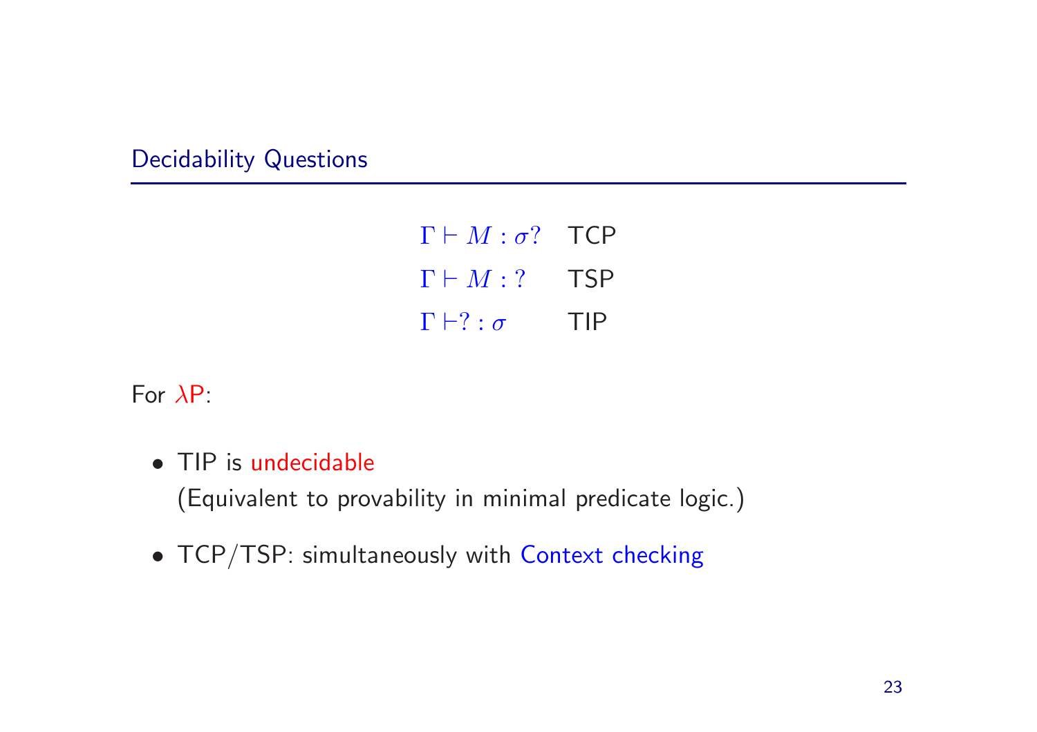## Decidability Questions

| | |
|---|---|
| $\Gamma \vdash M : \sigma?$ | TCP |
| $\Gamma \vdash M : ?$ | TSP |
| $\Gamma \vdash ? : \sigma$ | TIP |

For $\lambda$P:

- TIP is undecidable
  (Equivalent to provability in minimal predicate logic.)
- TCP/TSP: simultaneously with Context checking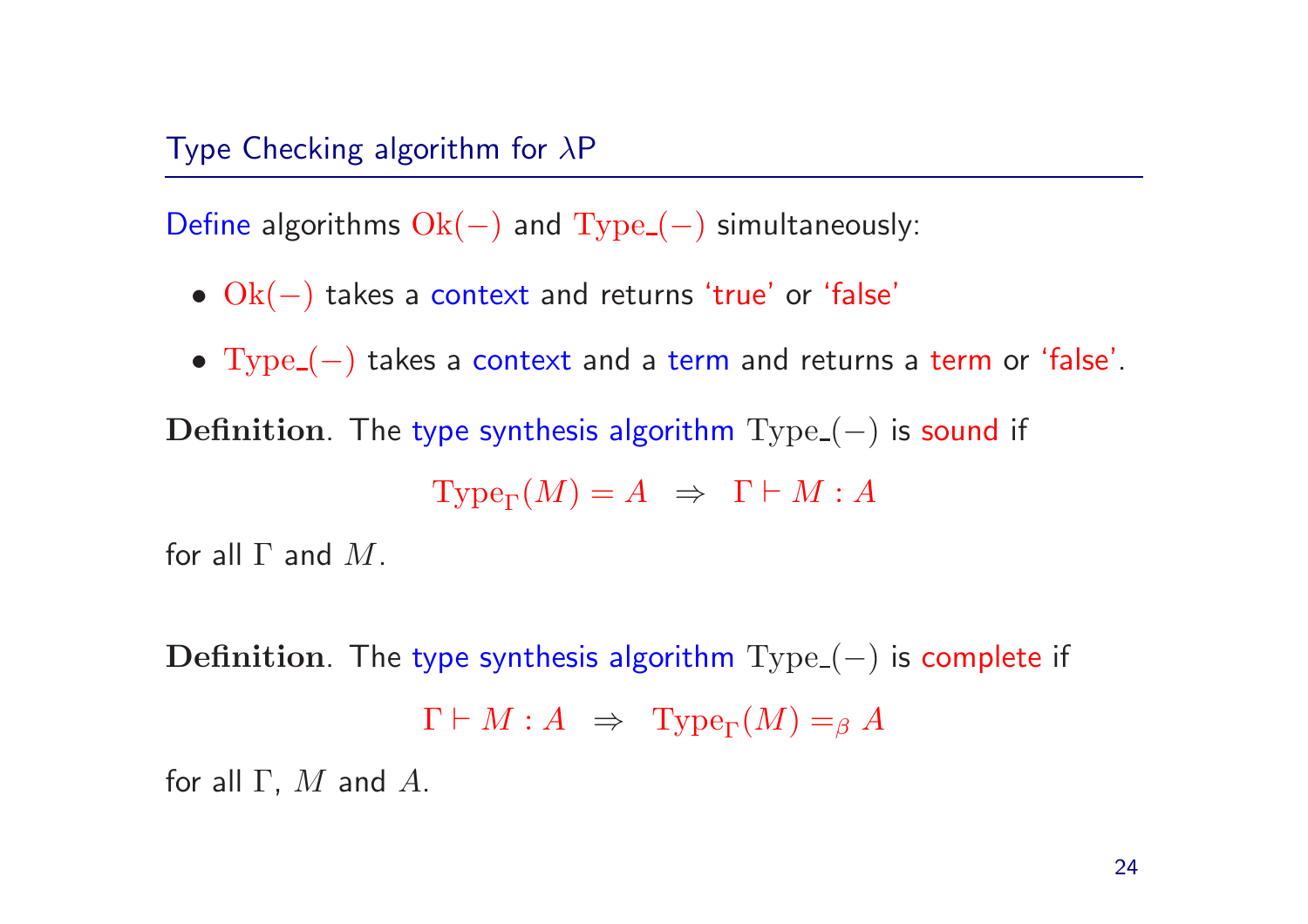## Type Checking algorithm for $\lambda$P

Define algorithms $\mathrm{Ok}(-)$ and $\mathrm{Type}_{\_}(-)$ simultaneously:

- $\mathrm{Ok}(-)$ takes a context and returns 'true' or 'false'
- $\mathrm{Type}_{\_}(-)$ takes a context and a term and returns a term or 'false'.

**Definition**. The type synthesis algorithm $\mathrm{Type}_{\_}(-)$ is sound if

$$\mathrm{Type}_{\Gamma}(M) = A \;\; \Rightarrow \;\; \Gamma \vdash M : A$$

for all $\Gamma$ and $M$.

**Definition**. The type synthesis algorithm $\mathrm{Type}_{\_}(-)$ is complete if

$$\Gamma \vdash M : A \;\; \Rightarrow \;\; \mathrm{Type}_{\Gamma}(M) =_{\beta} A$$

for all $\Gamma$, $M$ and $A$.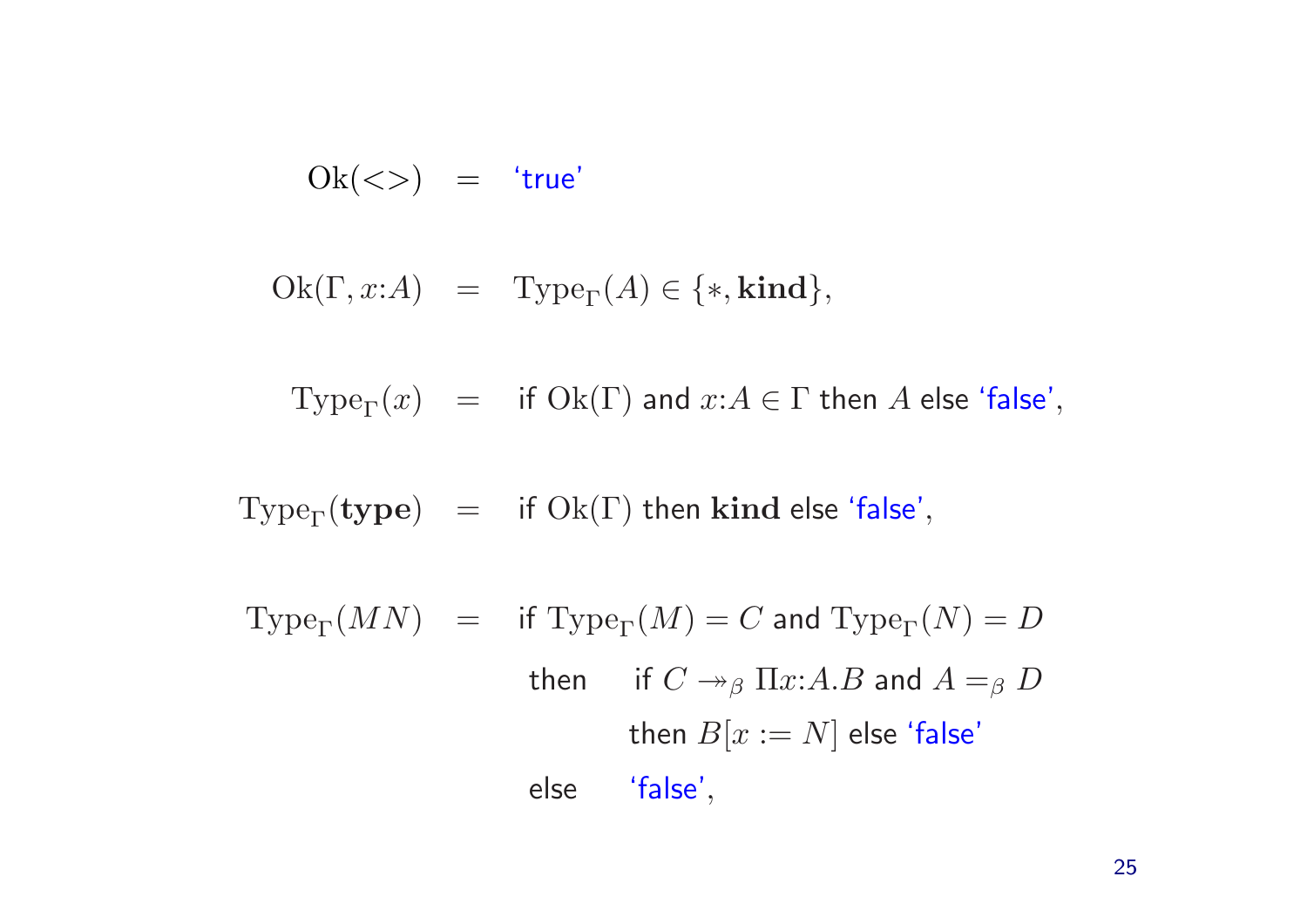$$\mathrm{Ok}(<>) \quad = \quad \text{'true'}$$

$$\mathrm{Ok}(\Gamma, x{:}A) \quad = \quad \mathrm{Type}_\Gamma(A) \in \{*, \mathbf{kind}\},$$

$$\mathrm{Type}_\Gamma(x) \quad = \quad \text{if } \mathrm{Ok}(\Gamma) \text{ and } x{:}A \in \Gamma \text{ then } A \text{ else 'false'},$$

$$\mathrm{Type}_\Gamma(\mathbf{type}) \quad = \quad \text{if } \mathrm{Ok}(\Gamma) \text{ then } \mathbf{kind} \text{ else 'false'},$$

$$\begin{aligned}
\mathrm{Type}_\Gamma(MN) \quad = \quad & \text{if } \mathrm{Type}_\Gamma(M) = C \text{ and } \mathrm{Type}_\Gamma(N) = D \\
& \text{then} \quad \text{if } C \twoheadrightarrow_\beta \Pi x{:}A.B \text{ and } A =_\beta D \\
& \qquad\quad \text{then } B[x := N] \text{ else 'false'} \\
& \text{else} \quad \text{'false'},
\end{aligned}$$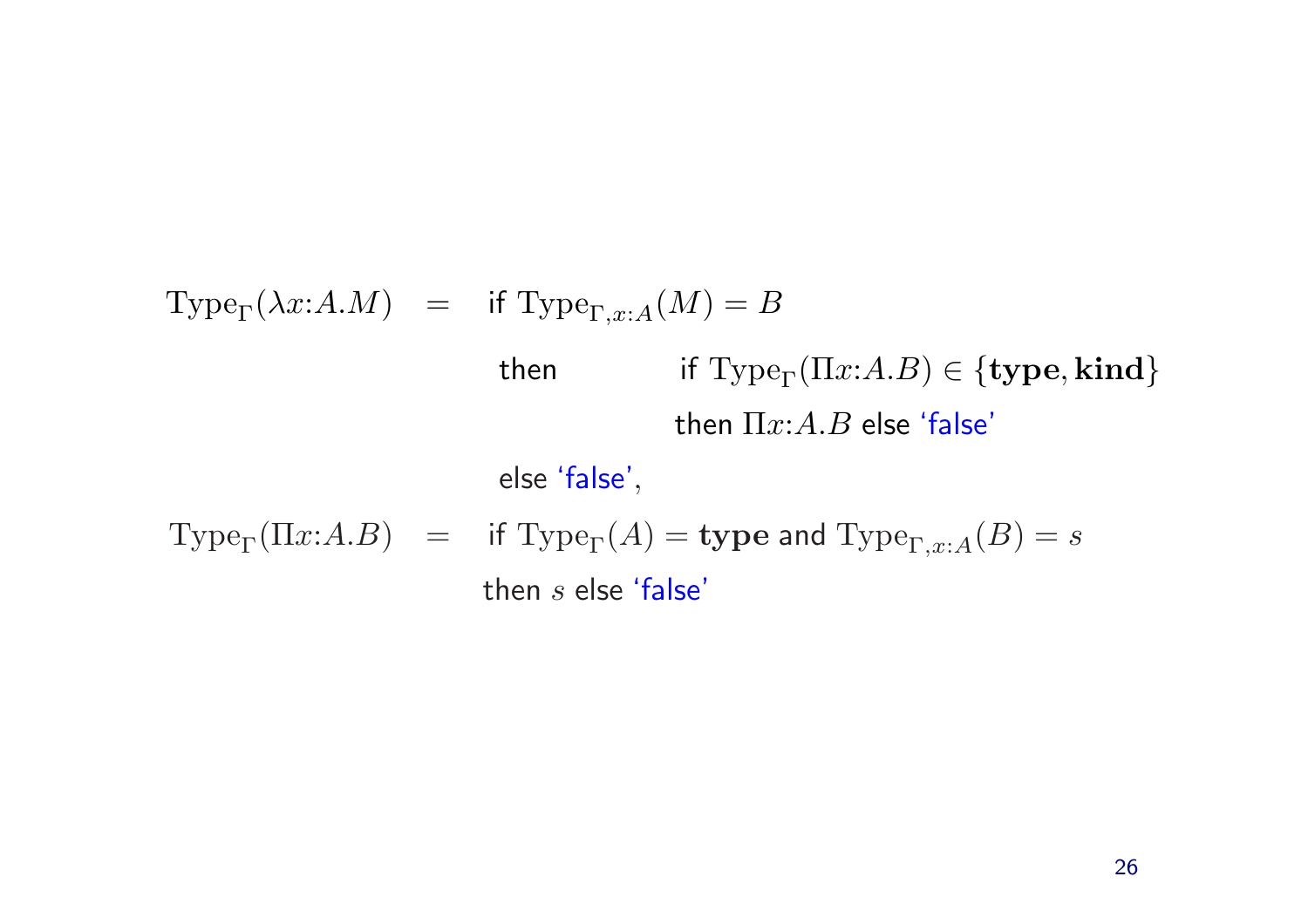$$
\begin{array}{rcl}
\mathrm{Type}_\Gamma(\lambda x{:}A.M) & = & \text{if } \mathrm{Type}_{\Gamma,x:A}(M) = B \\
& & \text{then} \quad \text{if } \mathrm{Type}_\Gamma(\Pi x{:}A.B) \in \{\mathbf{type}, \mathbf{kind}\} \\
& & \qquad\quad \text{then } \Pi x{:}A.B \text{ else `false'} \\
& & \text{else `false'}, \\
\mathrm{Type}_\Gamma(\Pi x{:}A.B) & = & \text{if } \mathrm{Type}_\Gamma(A) = \mathbf{type} \text{ and } \mathrm{Type}_{\Gamma,x:A}(B) = s \\
& & \text{then } s \text{ else `false'}
\end{array}
$$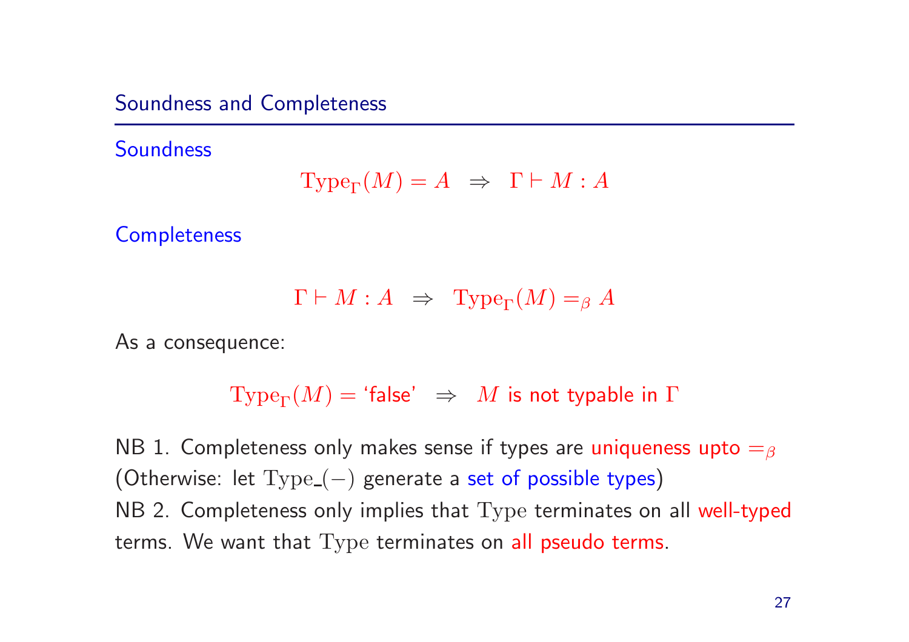## Soundness and Completeness

**Soundness**

$$\text{Type}_\Gamma(M) = A \;\; \Rightarrow \;\; \Gamma \vdash M : A$$

**Completeness**

$$\Gamma \vdash M : A \;\; \Rightarrow \;\; \text{Type}_\Gamma(M) =_\beta A$$

As a consequence:

$$\text{Type}_\Gamma(M) = \text{'false'} \;\; \Rightarrow \;\; M \text{ is not typable in } \Gamma$$

NB 1. Completeness only makes sense if types are uniqueness upto $=_\beta$
(Otherwise: let $\text{Type}\_(-)$ generate a set of possible types)
NB 2. Completeness only implies that $\text{Type}$ terminates on all well-typed terms. We want that $\text{Type}$ terminates on all pseudo terms.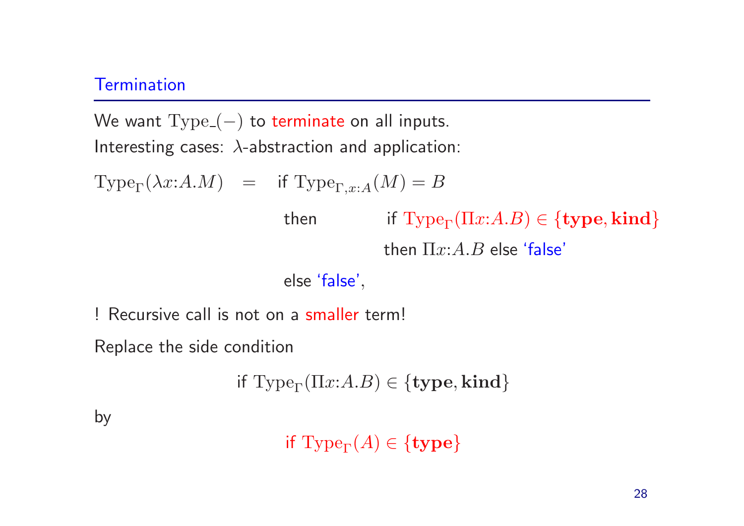## Termination

We want $\mathrm{Type}_{\_}(-)$ to terminate on all inputs.

Interesting cases: $\lambda$-abstraction and application:

$$
\begin{aligned}
\mathrm{Type}_\Gamma(\lambda x{:}A.M) \quad = \quad & \text{if } \mathrm{Type}_{\Gamma,x:A}(M) = B \\
& \text{then} \qquad \text{if } \mathrm{Type}_\Gamma(\Pi x{:}A.B) \in \{\mathbf{type}, \mathbf{kind}\} \\
& \qquad\qquad\quad \text{then } \Pi x{:}A.B \text{ else 'false'} \\
& \text{else 'false'},
\end{aligned}
$$

! Recursive call is not on a smaller term!

Replace the side condition

$$\text{if } \mathrm{Type}_\Gamma(\Pi x{:}A.B) \in \{\mathbf{type}, \mathbf{kind}\}$$

by

$$\text{if } \mathrm{Type}_\Gamma(A) \in \{\mathbf{type}\}$$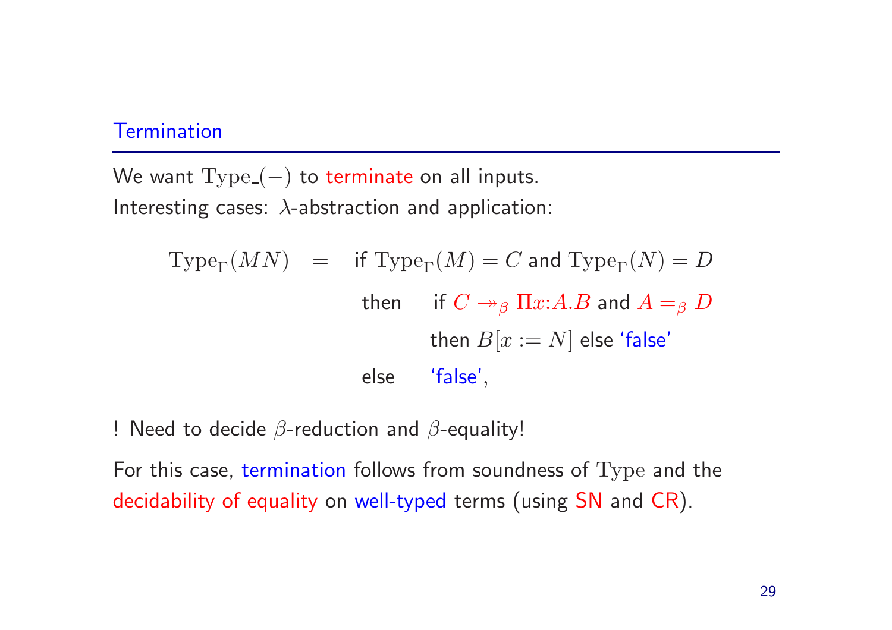## Termination

We want $\text{Type}\_(-)$ to terminate on all inputs.
Interesting cases: $\lambda$-abstraction and application:

$$
\begin{array}{rcl}
\text{Type}_\Gamma(MN) & = & \text{if } \text{Type}_\Gamma(M) = C \text{ and } \text{Type}_\Gamma(N) = D \\
& & \quad \text{then} \quad \text{if } C \twoheadrightarrow_\beta \Pi x{:}A.B \text{ and } A =_\beta D \\
& & \qquad\qquad \text{then } B[x := N] \text{ else 'false'} \\
& & \quad \text{else} \quad \text{'false'},
\end{array}
$$

! Need to decide $\beta$-reduction and $\beta$-equality!

For this case, termination follows from soundness of $\text{Type}$ and the decidability of equality on well-typed terms (using SN and CR).